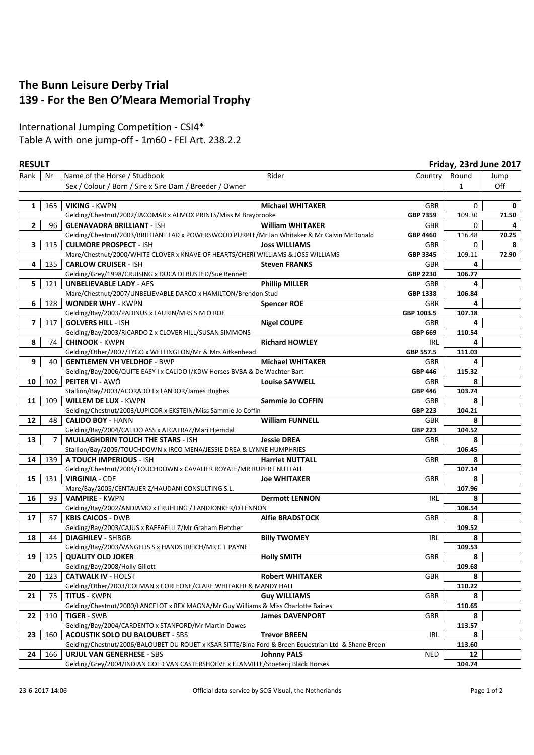# The Bunn Leisure Derby Trial
# 139 - For the Ben O'Meara Memorial Trophy

International Jumping Competition - CSI4*
Table A with one jump-off - 1m60 - FEI Art. 238.2.2

**RESULT** **Friday, 23rd June 2017**

| Rank | Nr | Name of the Horse / Studbook<br>Sex / Colour / Born / Sire x Sire Dam / Breeder / Owner | Rider | Country | Round 1 | Jump Off |
|---|---|---|---|---|---|---|
| **1** | 165 | **VIKING** - KWPN<br>Gelding/Chestnut/2002/JACOMAR x ALMOX PRINTS/Miss M Braybrooke | **Michael WHITAKER** | GBR<br>**GBP 7359** | 0<br>109.30 | **0**<br>**71.50** |
| **2** | 96 | **GLENAVADRA BRILLIANT** - ISH<br>Gelding/Chestnut/2003/BRILLIANT LAD x POWERSWOOD PURPLE/Mr Ian Whitaker & Mr Calvin McDonald | **William WHITAKER** | GBR<br>**GBP 4460** | 0<br>116.48 | **4**<br>**70.25** |
| **3** | 115 | **CULMORE PROSPECT** - ISH<br>Mare/Chestnut/2000/WHITE CLOVER x KNAVE OF HEARTS/CHERI WILLIAMS & JOSS WILLIAMS | **Joss WILLIAMS** | GBR<br>**GBP 3345** | 0<br>109.11 | **8**<br>**72.90** |
| **4** | 135 | **CARLOW CRUISER** - ISH<br>Gelding/Grey/1998/CRUISING x DUCA DI BUSTED/Sue Bennett | **Steven FRANKS** | GBR<br>**GBP 2230** | **4**<br>**106.77** | |
| **5** | 121 | **UNBELIEVABLE LADY** - AES<br>Mare/Chestnut/2007/UNBELIEVABLE DARCO x HAMILTON/Brendon Stud | **Phillip MILLER** | GBR<br>**GBP 1338** | **4**<br>**106.84** | |
| **6** | 128 | **WONDER WHY** - KWPN<br>Gelding/Bay/2003/PADINUS x LAURIN/MRS S M O ROE | **Spencer ROE** | GBR<br>**GBP 1003.5** | **4**<br>**107.18** | |
| **7** | 117 | **GOLVERS HILL** - ISH<br>Gelding/Bay/2003/RICARDO Z x CLOVER HILL/SUSAN SIMMONS | **Nigel COUPE** | GBR<br>**GBP 669** | **4**<br>**110.54** | |
| **8** | 74 | **CHINOOK** - KWPN<br>Gelding/Other/2007/TYGO x WELLINGTON/Mr & Mrs Aitkenhead | **Richard HOWLEY** | IRL<br>**GBP 557.5** | **4**<br>**111.03** | |
| **9** | 40 | **GENTLEMEN VH VELDHOF** - BWP<br>Gelding/Bay/2006/QUITE EASY I x CALIDO I/KDW Horses BVBA & De Wachter Bart | **Michael WHITAKER** | GBR<br>**GBP 446** | **4**<br>**115.32** | |
| **10** | 102 | **PEITER VI** - AWÖ<br>Stallion/Bay/2003/ACORADO I x LANDOR/James Hughes | **Louise SAYWELL** | GBR<br>**GBP 446** | **8**<br>**103.74** | |
| **11** | 109 | **WILLEM DE LUX** - KWPN<br>Gelding/Chestnut/2003/LUPICOR x EKSTEIN/Miss Sammie Jo Coffin | **Sammie Jo COFFIN** | GBR<br>**GBP 223** | **8**<br>**104.21** | |
| **12** | 48 | **CALIDO BOY** - HANN<br>Gelding/Bay/2004/CALIDO ASS x ALCATRAZ/Mari Hjemdal | **William FUNNELL** | GBR<br>**GBP 223** | **8**<br>**104.52** | |
| **13** | 7 | **MULLAGHDRIN TOUCH THE STARS** - ISH<br>Stallion/Bay/2005/TOUCHDOWN x IRCO MENA/JESSIE DREA & LYNNE HUMPHRIES | **Jessie DREA** | GBR | **8**<br>**106.45** | |
| **14** | 139 | **A TOUCH IMPERIOUS** - ISH<br>Gelding/Chestnut/2004/TOUCHDOWN x CAVALIER ROYALE/MR RUPERT NUTTALL | **Harriet NUTTALL** | GBR | **8**<br>**107.14** | |
| **15** | 131 | **VIRGINIA** - CDE<br>Mare/Bay/2005/CENTAUER Z/HAUDANI CONSULTING S.L. | **Joe WHITAKER** | GBR | **8**<br>**107.96** | |
| **16** | 93 | **VAMPIRE** - KWPN<br>Gelding/Bay/2002/ANDIAMO x FRUHLING / LANDJONKER/D LENNON | **Dermott LENNON** | IRL | **8**<br>**108.54** | |
| **17** | 57 | **KBIS CAICOS** - DWB<br>Gelding/Bay/2003/CAJUS x RAFFAELLI Z/Mr Graham Fletcher | **Alfie BRADSTOCK** | GBR | **8**<br>**109.52** | |
| **18** | 44 | **DIAGHILEV** - SHBGB<br>Gelding/Bay/2003/VANGELIS S x HANDSTREICH/MR C T PAYNE | **Billy TWOMEY** | IRL | **8**<br>**109.53** | |
| **19** | 125 | **QUALITY OLD JOKER**<br>Gelding/Bay/2008/Holly Gillott | **Holly SMITH** | GBR | **8**<br>**109.68** | |
| **20** | 123 | **CATWALK IV** - HOLST<br>Gelding/Other/2003/COLMAN x CORLEONE/CLARE WHITAKER & MANDY HALL | **Robert WHITAKER** | GBR | **8**<br>**110.22** | |
| **21** | 75 | **TITUS** - KWPN<br>Gelding/Chestnut/2000/LANCELOT x REX MAGNA/Mr Guy Williams & Miss Charlotte Baines | **Guy WILLIAMS** | GBR | **8**<br>**110.65** | |
| **22** | 110 | **TIGER** - SWB<br>Gelding/Bay/2004/CARDENTO x STANFORD/Mr Martin Dawes | **James DAVENPORT** | GBR | **8**<br>**113.57** | |
| **23** | 160 | **ACOUSTIK SOLO DU BALOUBET** - SBS<br>Gelding/Chestnut/2006/BALOUBET DU ROUET x KSAR SITTE/Bina Ford & Breen Equestrian Ltd & Shane Breen | **Trevor BREEN** | IRL | **8**<br>**113.60** | |
| **24** | 166 | **URJUL VAN GENERHESE** - SBS<br>Gelding/Grey/2004/INDIAN GOLD VAN CASTERSHOEVE x ELANVILLE/Stoeterij Black Horses | **Johnny PALS** | NED | **12**<br>**104.74** | |

23-6-2017 14:06 Official data service by SCG Visual, the Netherlands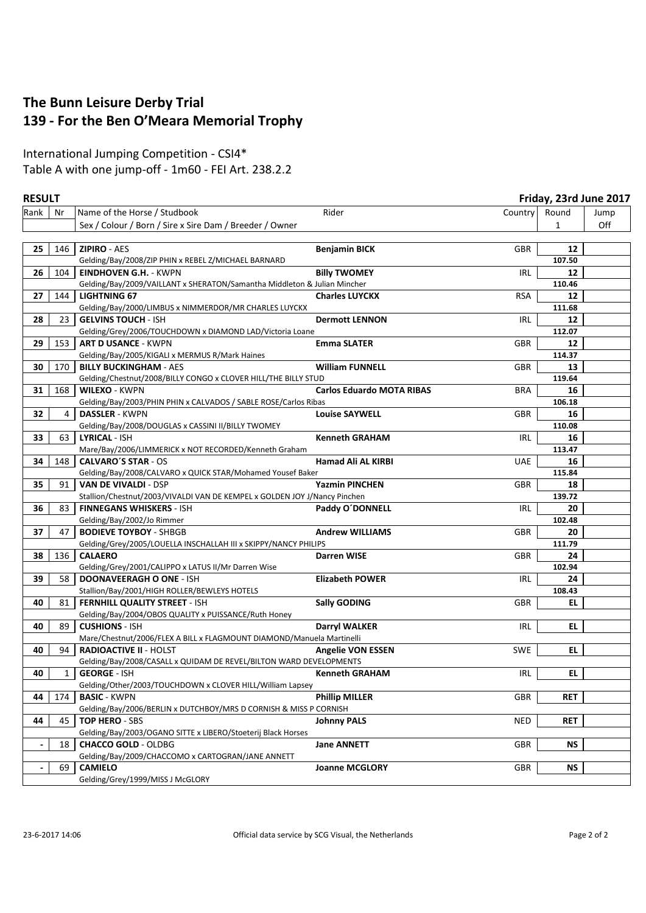# The Bunn Leisure Derby Trial
# 139 - For the Ben O'Meara Memorial Trophy

International Jumping Competition - CSI4*
Table A with one jump-off - 1m60 - FEI Art. 238.2.2

**RESULT** **Friday, 23rd June 2017**

| Rank | Nr | Name of the Horse / Studbook<br>Sex / Colour / Born / Sire x Sire Dam / Breeder / Owner | Rider | Country | Round 1 | Jump Off |
|---|---|---|---|---|---|---|
| 25 | 146 | **ZIPIRO** - AES<br>Gelding/Bay/2008/ZIP PHIN x REBEL Z/MICHAEL BARNARD | **Benjamin BICK** | GBR | 12<br>107.50 | |
| 26 | 104 | **EINDHOVEN G.H.** - KWPN<br>Gelding/Bay/2009/VAILLANT x SHERATON/Samantha Middleton & Julian Mincher | **Billy TWOMEY** | IRL | 12<br>110.46 | |
| 27 | 144 | **LIGHTNING 67**<br>Gelding/Bay/2000/LIMBUS x NIMMERDOR/MR CHARLES LUYCKX | **Charles LUYCKX** | RSA | 12<br>111.68 | |
| 28 | 23 | **GELVINS TOUCH** - ISH<br>Gelding/Grey/2006/TOUCHDOWN x DIAMOND LAD/Victoria Loane | **Dermott LENNON** | IRL | 12<br>112.07 | |
| 29 | 153 | **ART D USANCE** - KWPN<br>Gelding/Bay/2005/KIGALI x MERMUS R/Mark Haines | **Emma SLATER** | GBR | 12<br>114.37 | |
| 30 | 170 | **BILLY BUCKINGHAM** - AES<br>Gelding/Chestnut/2008/BILLY CONGO x CLOVER HILL/THE BILLY STUD | **William FUNNELL** | GBR | 13<br>119.64 | |
| 31 | 168 | **WILEXO** - KWPN<br>Gelding/Bay/2003/PHIN PHIN x CALVADOS / SABLE ROSE/Carlos Ribas | **Carlos Eduardo MOTA RIBAS** | BRA | 16<br>106.18 | |
| 32 | 4 | **DASSLER** - KWPN<br>Gelding/Bay/2008/DOUGLAS x CASSINI II/BILLY TWOMEY | **Louise SAYWELL** | GBR | 16<br>110.08 | |
| 33 | 63 | **LYRICAL** - ISH<br>Mare/Bay/2006/LIMMERICK x NOT RECORDED/Kenneth Graham | **Kenneth GRAHAM** | IRL | 16<br>113.47 | |
| 34 | 148 | **CALVARO´S STAR** - OS<br>Gelding/Bay/2008/CALVARO x QUICK STAR/Mohamed Yousef Baker | **Hamad Ali AL KIRBI** | UAE | 16<br>115.84 | |
| 35 | 91 | **VAN DE VIVALDI** - DSP<br>Stallion/Chestnut/2003/VIVALDI VAN DE KEMPEL x GOLDEN JOY J/Nancy Pinchen | **Yazmin PINCHEN** | GBR | 18<br>139.72 | |
| 36 | 83 | **FINNEGANS WHISKERS** - ISH<br>Gelding/Bay/2002/Jo Rimmer | **Paddy O´DONNELL** | IRL | 20<br>102.48 | |
| 37 | 47 | **BODIEVE TOYBOY** - SHBGB<br>Gelding/Grey/2005/LOUELLA INSCHALLAH III x SKIPPY/NANCY PHILIPS | **Andrew WILLIAMS** | GBR | 20<br>111.79 | |
| 38 | 136 | **CALAERO**<br>Gelding/Grey/2001/CALIPPO x LATUS II/Mr Darren Wise | **Darren WISE** | GBR | 24<br>102.94 | |
| 39 | 58 | **DOONAVEERAGH O ONE** - ISH<br>Stallion/Bay/2001/HIGH ROLLER/BEWLEYS HOTELS | **Elizabeth POWER** | IRL | 24<br>108.43 | |
| 40 | 81 | **FERNHILL QUALITY STREET** - ISH<br>Gelding/Bay/2004/OBOS QUALITY x PUISSANCE/Ruth Honey | **Sally GODING** | GBR | EL | |
| 40 | 89 | **CUSHIONS** - ISH<br>Mare/Chestnut/2006/FLEX A BILL x FLAGMOUNT DIAMOND/Manuela Martinelli | **Darryl WALKER** | IRL | EL | |
| 40 | 94 | **RADIOACTIVE II** - HOLST<br>Gelding/Bay/2008/CASALL x QUIDAM DE REVEL/BILTON WARD DEVELOPMENTS | **Angelie VON ESSEN** | SWE | EL | |
| 40 | 1 | **GEORGE** - ISH<br>Gelding/Other/2003/TOUCHDOWN x CLOVER HILL/William Lapsey | **Kenneth GRAHAM** | IRL | EL | |
| 44 | 174 | **BASIC** - KWPN<br>Gelding/Bay/2006/BERLIN x DUTCHBOY/MRS D CORNISH & MISS P CORNISH | **Phillip MILLER** | GBR | RET | |
| 44 | 45 | **TOP HERO** - SBS<br>Gelding/Bay/2003/OGANO SITTE x LIBERO/Stoeterij Black Horses | **Johnny PALS** | NED | RET | |
| - | 18 | **CHACCO GOLD** - OLDBG<br>Gelding/Bay/2009/CHACCOMO x CARTOGRAN/JANE ANNETT | **Jane ANNETT** | GBR | NS | |
| - | 69 | **CAMIELO**<br>Gelding/Grey/1999/MISS J McGLORY | **Joanne MCGLORY** | GBR | NS | |

23-6-2017 14:06 Official data service by SCG Visual, the Netherlands